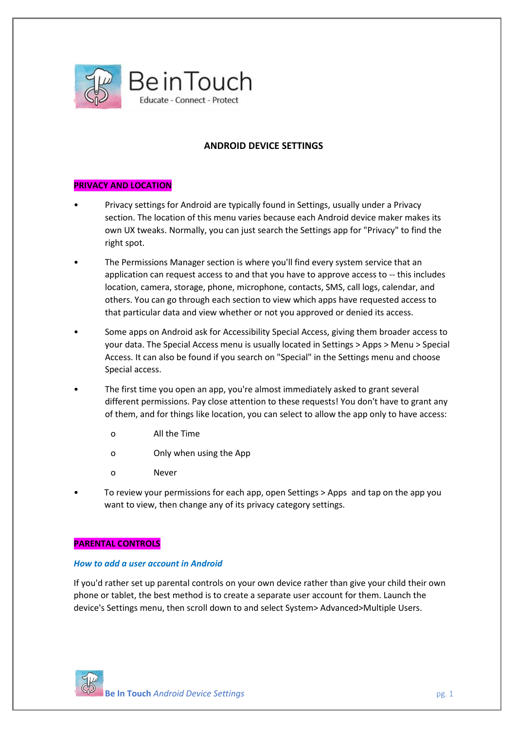Be in Touch

Educate - Connect - Protect

# ANDROID DEVICE SETTINGS

## PRIVACY AND LOCATION

- Privacy settings for Android are typically found in Settings, usually under a Privacy section. The location of this menu varies because each Android device maker makes its own UX tweaks. Normally, you can just search the Settings app for "Privacy" to find the right spot.
- The Permissions Manager section is where you'll find every system service that an application can request access to and that you have to approve access to -- this includes location, camera, storage, phone, microphone, contacts, SMS, call logs, calendar, and others. You can go through each section to view which apps have requested access to that particular data and view whether or not you approved or denied its access.
- Some apps on Android ask for Accessibility Special Access, giving them broader access to your data. The Special Access menu is usually located in Settings > Apps > Menu > Special Access. It can also be found if you search on "Special" in the Settings menu and choose Special access.
- The first time you open an app, you're almost immediately asked to grant several different permissions. Pay close attention to these requests! You don't have to grant any of them, and for things like location, you can select to allow the app only to have access:
  - All the Time
  - Only when using the App
  - Never
- To review your permissions for each app, open Settings > Apps and tap on the app you want to view, then change any of its privacy category settings.

## PARENTAL CONTROLS

### *How to add a user account in Android*

If you'd rather set up parental controls on your own device rather than give your child their own phone or tablet, the best method is to create a separate user account for them. Launch the device's Settings menu, then scroll down to and select System> Advanced>Multiple Users.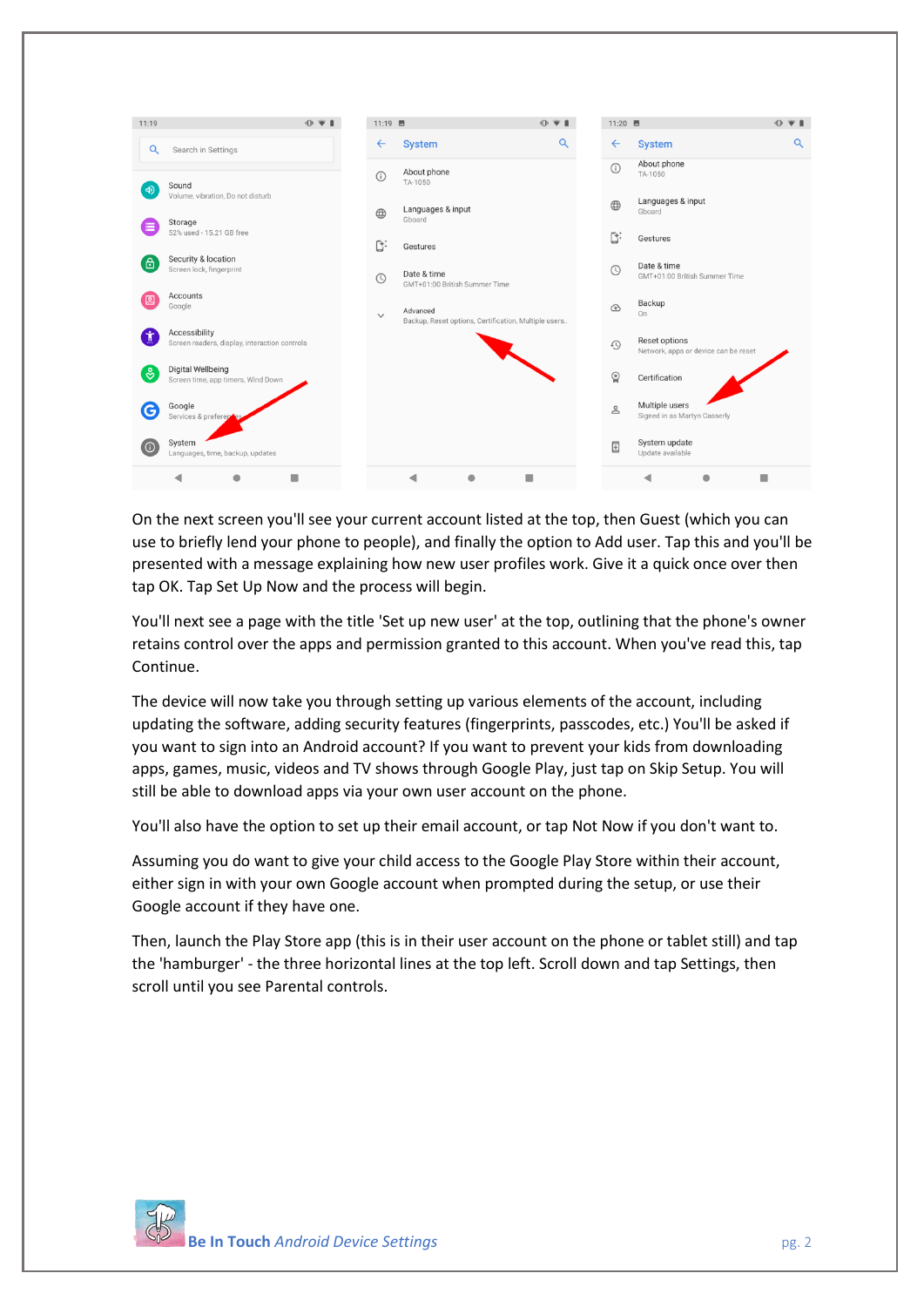On the next screen you'll see your current account listed at the top, then Guest (which you can use to briefly lend your phone to people), and finally the option to Add user. Tap this and you'll be presented with a message explaining how new user profiles work. Give it a quick once over then tap OK. Tap Set Up Now and the process will begin.

You'll next see a page with the title 'Set up new user' at the top, outlining that the phone's owner retains control over the apps and permission granted to this account. When you've read this, tap Continue.

The device will now take you through setting up various elements of the account, including updating the software, adding security features (fingerprints, passcodes, etc.) You'll be asked if you want to sign into an Android account? If you want to prevent your kids from downloading apps, games, music, videos and TV shows through Google Play, just tap on Skip Setup. You will still be able to download apps via your own user account on the phone.

You'll also have the option to set up their email account, or tap Not Now if you don't want to.

Assuming you do want to give your child access to the Google Play Store within their account, either sign in with your own Google account when prompted during the setup, or use their Google account if they have one.

Then, launch the Play Store app (this is in their user account on the phone or tablet still) and tap the 'hamburger' - the three horizontal lines at the top left. Scroll down and tap Settings, then scroll until you see Parental controls.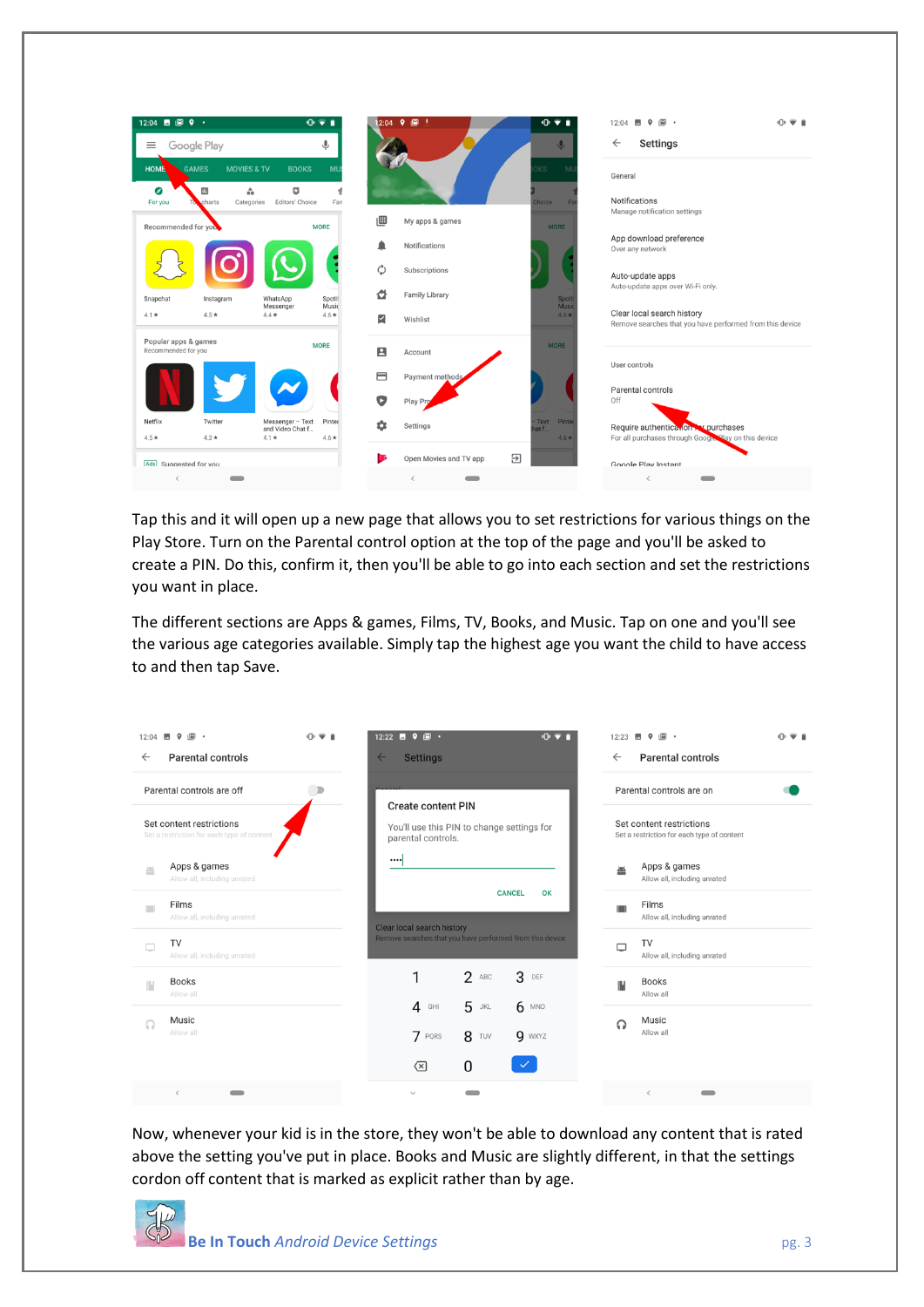Tap this and it will open up a new page that allows you to set restrictions for various things on the Play Store. Turn on the Parental control option at the top of the page and you'll be asked to create a PIN. Do this, confirm it, then you'll be able to go into each section and set the restrictions you want in place.

The different sections are Apps & games, Films, TV, Books, and Music. Tap on one and you'll see the various age categories available. Simply tap the highest age you want the child to have access to and then tap Save.

Now, whenever your kid is in the store, they won't be able to download any content that is rated above the setting you've put in place. Books and Music are slightly different, in that the settings cordon off content that is marked as explicit rather than by age.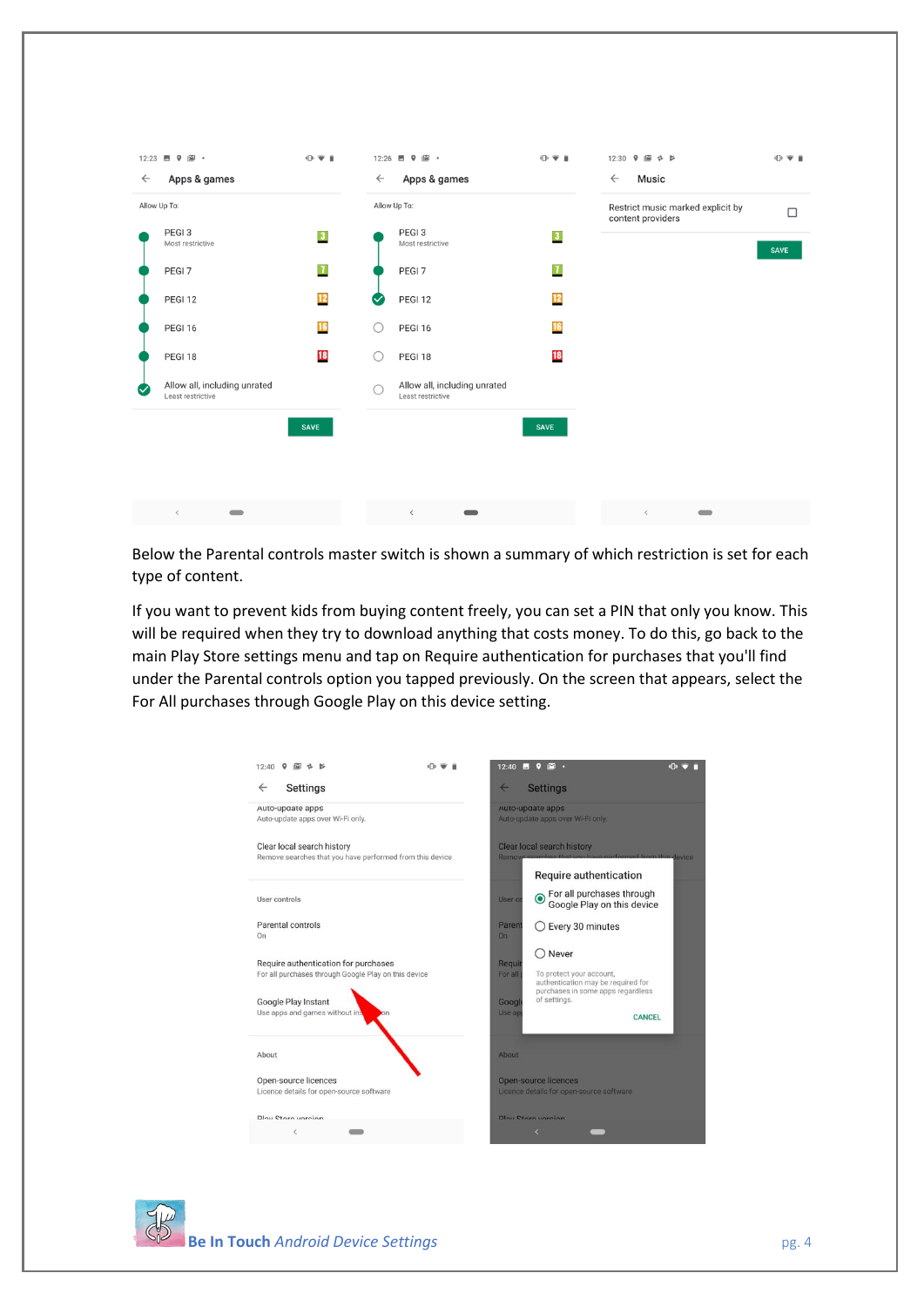Below the Parental controls master switch is shown a summary of which restriction is set for each type of content.

If you want to prevent kids from buying content freely, you can set a PIN that only you know. This will be required when they try to download anything that costs money. To do this, go back to the main Play Store settings menu and tap on Require authentication for purchases that you'll find under the Parental controls option you tapped previously. On the screen that appears, select the For All purchases through Google Play on this device setting.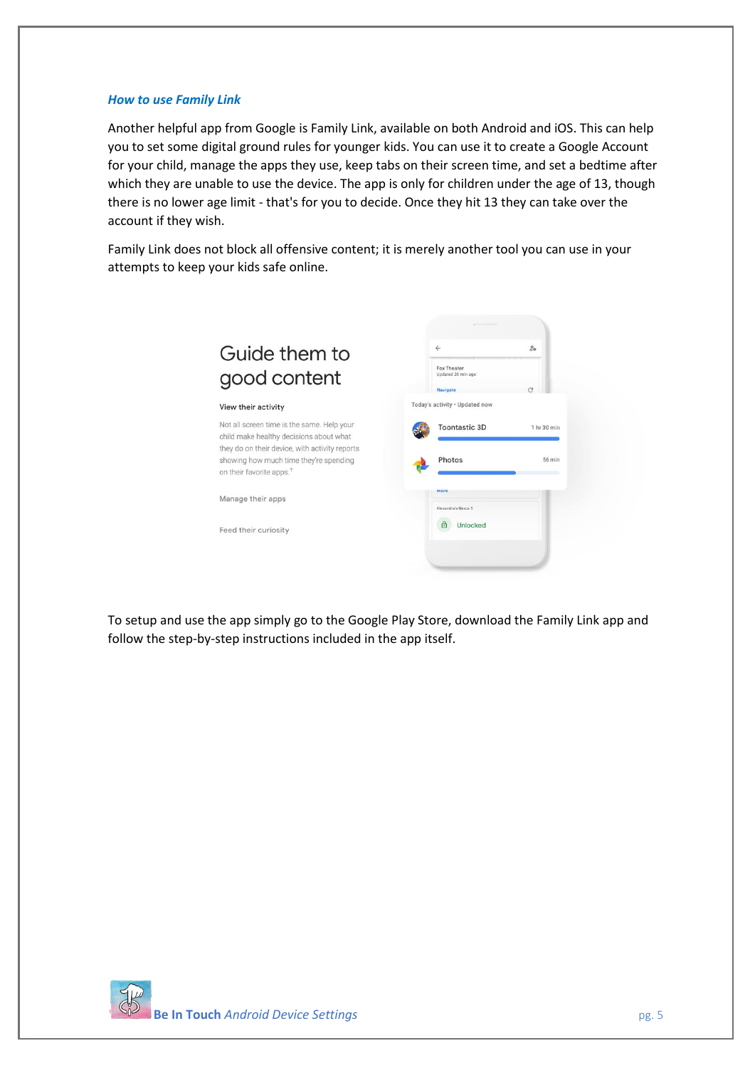### *How to use Family Link*

Another helpful app from Google is Family Link, available on both Android and iOS. This can help you to set some digital ground rules for younger kids. You can use it to create a Google Account for your child, manage the apps they use, keep tabs on their screen time, and set a bedtime after which they are unable to use the device. The app is only for children under the age of 13, though there is no lower age limit - that's for you to decide. Once they hit 13 they can take over the account if they wish.

Family Link does not block all offensive content; it is merely another tool you can use in your attempts to keep your kids safe online.

Guide them to good content

View their activity

Not all screen time is the same. Help your child make healthy decisions about what they do on their device, with activity reports showing how much time they're spending on their favorite apps.†

Manage their apps

Feed their curiosity

Fox Theater
Updated 20 min ago
Navigate
Today's activity • Updated now
Toontastic 3D 1 hr 30 min
Photos 56 min
More
Alexandra's Nexus 5
Unlocked

To setup and use the app simply go to the Google Play Store, download the Family Link app and follow the step-by-step instructions included in the app itself.